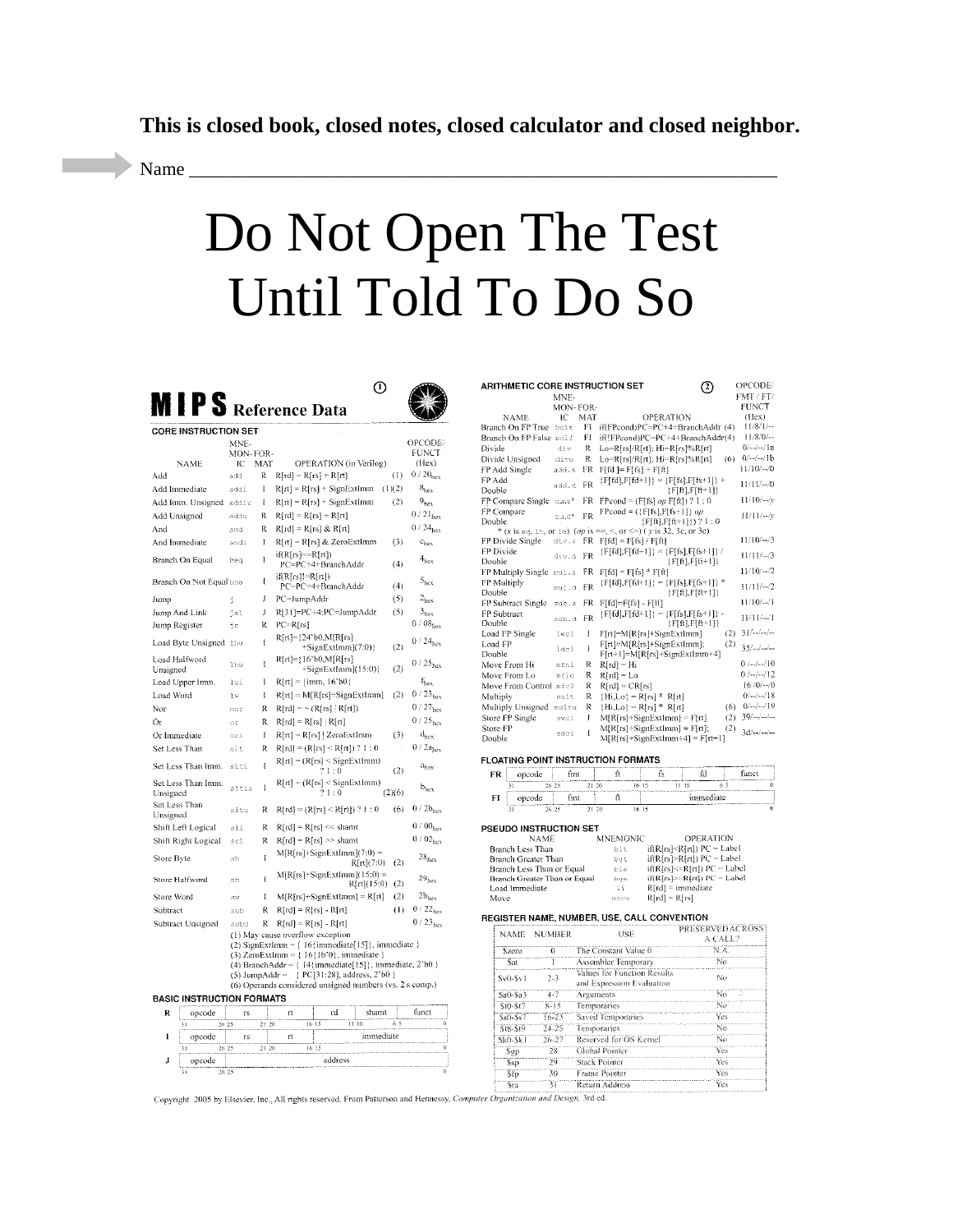**This is closed book, closed notes, closed calculator and closed neighbor.**

Name ______________________________________________________________

# Do Not Open The Test Until Told To Do So

## MIPS Reference Data

### CORE INSTRUCTION SET

| NAME | MNE-MON-IC | FOR-MAT | OPERATION (in Verilog) | | OPCODE/ FUNCT (Hex) |
|---|---|---|---|---|---|
| Add | add | R | R[rd] = R[rs] + R[rt] | (1) | 0 / 20hex |
| Add Immediate | addi | I | R[rt] = R[rs] + SignExtImm | (1)(2) | 8hex |
| Add Imm. Unsigned | addiu | I | R[rt] = R[rs] + SignExtImm | (2) | 9hex |
| Add Unsigned | addu | R | R[rd] = R[rs] + R[rt] | | 0 / 21hex |
| And | and | R | R[rd] = R[rs] & R[rt] | | 0 / 24hex |
| And Immediate | andi | I | R[rt] = R[rs] & ZeroExtImm | (3) | chex |
| Branch On Equal | beq | I | if(R[rs]==R[rt]) PC=PC+4+BranchAddr | (4) | 4hex |
| Branch On Not Equal | bne | I | if(R[rs]!=R[rt]) PC=PC+4+BranchAddr | (4) | 5hex |
| Jump | j | J | PC=JumpAddr | (5) | 2hex |
| Jump And Link | jal | J | R[31]=PC+4;PC=JumpAddr | (5) | 3hex |
| Jump Register | jr | R | PC=R[rs] | | 0 / 08hex |
| Load Byte Unsigned | lbu | I | R[rt]={24'b0,M[R[rs]+SignExtImm](7:0)} | (2) | 0 / 24hex |
| Load Halfword Unsigned | lhu | I | R[rt]={16'b0,M[R[rs]+SignExtImm](15:0)} | (2) | 0 / 25hex |
| Load Upper Imm. | lui | I | R[rt] = {imm, 16'b0} | | fhex |
| Load Word | lw | I | R[rt] = M[R[rs]+SignExtImm] | (2) | 0 / 23hex |
| Nor | nor | R | R[rd] = ~ (R[rs] \| R[rt]) | | 0 / 27hex |
| Or | or | R | R[rd] = R[rs] \| R[rt] | | 0 / 25hex |
| Or Immediate | ori | I | R[rt] = R[rs] \| ZeroExtImm | (3) | dhex |
| Set Less Than | slt | R | R[rd] = (R[rs] < R[rt]) ? 1 : 0 | | 0 / 2ahex |
| Set Less Than Imm. | slti | I | R[rt] = (R[rs] < SignExtImm) ? 1 : 0 | (2) | ahex |
| Set Less Than Imm. Unsigned | sltiu | I | R[rt] = (R[rs] < SignExtImm) ? 1 : 0 | (2)(6) | bhex |
| Set Less Than Unsigned | sltu | R | R[rd] = (R[rs] < R[rt]) ? 1 : 0 | (6) | 0 / 2bhex |
| Shift Left Logical | sll | R | R[rd] = R[rs] << shamt | | 0 / 00hex |
| Shift Right Logical | srl | R | R[rd] = R[rs] >> shamt | | 0 / 02hex |
| Store Byte | sb | I | M[R[rs]+SignExtImm](7:0) = R[rt](7:0) | (2) | 28hex |
| Store Halfword | sh | I | M[R[rs]+SignExtImm](15:0) = R[rt](15:0) | (2) | 29hex |
| Store Word | sw | I | M[R[rs]+SignExtImm] = R[rt] | (2) | 2bhex |
| Subtract | sub | R | R[rd] = R[rs] - R[rt] | (1) | 0 / 22hex |
| Subtract Unsigned | subu | R | R[rd] = R[rs] - R[rt] | | 0 / 23hex |

(1) May cause overflow exception
(2) SignExtImm = { 16{immediate[15]}, immediate }
(3) ZeroExtImm = { 16{1b'0}, immediate }
(4) BranchAddr = { 14{immediate[15]}, immediate, 2'b0 }
(5) JumpAddr = { PC[31:28], address, 2'b0 }
(6) Operands considered unsigned numbers (vs. 2's comp.)

### BASIC INSTRUCTION FORMATS

| | | | | | | |
|---|---|---|---|---|---|---|
| R | opcode (31-26) | rs (25-21) | rt (20-16) | rd (15-11) | shamt (10-6) | funct (5-0) |
| I | opcode (31-26) | rs (25-21) | rt (20-16) | immediate (15-0) | | |
| J | opcode (31-26) | address (25-0) | | | | |

### ARITHMETIC CORE INSTRUCTION SET

| NAME | MNE-MON-IC | FOR-MAT | OPERATION | | OPCODE/ FMT / FT/ FUNCT (Hex) |
|---|---|---|---|---|---|
| Branch On FP True | bc1t | FI | if(FPcond)PC=PC+4+BranchAddr | (4) | 11/8/1/-- |
| Branch On FP False | bc1f | FI | if(!FPcond)PC=PC+4+BranchAddr | (4) | 11/8/0/-- |
| Divide | div | R | Lo=R[rs]/R[rt]; Hi=R[rs]%R[rt] | | 0/--/--/1a |
| Divide Unsigned | divu | R | Lo=R[rs]/R[rt]; Hi=R[rs]%R[rt] | (6) | 0/--/--/1b |
| FP Add Single | add.s | FR | F[fd ]= F[fs] + F[ft] | | 11/10/--/0 |
| FP Add Double | add.d | FR | {F[fd],F[fd+1]} = {F[fs],F[fs+1]} + {F[ft],F[ft+1]} | | 11/11/--/0 |
| FP Compare Single | c.x.s* | FR | FPcond = (F[fs] *op* F[ft]) ? 1 : 0 | | 11/10/--/y |
| FP Compare Double | c.x.d* | FR | FPcond = ({F[fs],F[fs+1]} *op* {F[ft],F[ft+1]}) ? 1 : 0 | | 11/11/--/y |
| FP Divide Single | div.s | FR | F[fd] = F[fs] / F[ft] | | 11/10/--/3 |
| FP Divide Double | div.d | FR | {F[fd],F[fd+1]} = {F[fs],F[fs+1]} / {F[ft],F[ft+1]} | | 11/11/--/3 |
| FP Multiply Single | mul.s | FR | F[fd] = F[fs] * F[ft] | | 11/10/--/2 |
| FP Multiply Double | mul.d | FR | {F[fd],F[fd+1]} = {F[fs],F[fs+1]} * {F[ft],F[ft+1]} | | 11/11/--/2 |
| FP Subtract Single | sub.s | FR | F[fd]=F[fs] - F[ft] | | 11/10/--/1 |
| FP Subtract Double | sub.d | FR | {F[fd],F[fd+1]} = {F[fs],F[fs+1]} - {F[ft],F[ft+1]} | | 11/11/--/1 |
| Load FP Single | lwc1 | I | F[rt]=M[R[rs]+SignExtImm] | (2) | 31/--/--/-- |
| Load FP Double | ldc1 | I | F[rt]=M[R[rs]+SignExtImm]; F[rt+1]=M[R[rs]+SignExtImm+4] | (2) | 35/--/--/-- |
| Move From Hi | mfhi | R | R[rd] = Hi | | 0 /--/--/10 |
| Move From Lo | mflo | R | R[rd] = Lo | | 0 /--/--/12 |
| Move From Control | mfc0 | R | R[rd] = CR[rs] | | 16 /0/--/0 |
| Multiply | mult | R | {Hi,Lo} = R[rs] * R[rt] | | 0/--/--/18 |
| Multiply Unsigned | multu | R | {Hi,Lo} = R[rs] * R[rt] | (6) | 0/--/--/19 |
| Store FP Single | swc1 | I | M[R[rs]+SignExtImm] = F[rt] | (2) | 39/--/--/-- |
| Store FP Double | sdc1 | I | M[R[rs]+SignExtImm] = F[rt]; M[R[rs]+SignExtImm+4] = F[rt+1] | (2) | 3d/--/--/-- |

\* (*x* is eq, lt, or le) (*op* is ==, <, or <=) ( *y* is 32, 3c, or 3e)

### FLOATING POINT INSTRUCTION FORMATS

| | | | | | | |
|---|---|---|---|---|---|---|
| FR | opcode (31-26) | fmt (25-21) | ft (20-16) | fs (15-11) | fd (10-6) | funct (5-0) |
| FI | opcode (31-26) | fmt (25-21) | ft (20-16) | immediate (15-0) | | |

### PSEUDO INSTRUCTION SET

| NAME | MNEMONIC | OPERATION |
|---|---|---|
| Branch Less Than | blt | if(R[rs]<R[rt]) PC = Label |
| Branch Greater Than | bgt | if(R[rs]>R[rt]) PC = Label |
| Branch Less Than or Equal | ble | if(R[rs]<=R[rt]) PC = Label |
| Branch Greater Than or Equal | bge | if(R[rs]>=R[rt]) PC = Label |
| Load Immediate | li | R[rd] = immediate |
| Move | move | R[rd] = R[rs] |

### REGISTER NAME, NUMBER, USE, CALL CONVENTION

| NAME | NUMBER | USE | PRESERVED ACROSS A CALL? |
|---|---|---|---|
| $zero | 0 | The Constant Value 0 | N.A. |
| $at | 1 | Assembler Temporary | No |
| $v0-$v1 | 2-3 | Values for Function Results and Expression Evaluation | No |
| $a0-$a3 | 4-7 | Arguments | No |
| $t0-$t7 | 8-15 | Temporaries | No |
| $s0-$s7 | 16-23 | Saved Temporaries | Yes |
| $t8-$t9 | 24-25 | Temporaries | No |
| $k0-$k1 | 26-27 | Reserved for OS Kernel | No |
| $gp | 28 | Global Pointer | Yes |
| $sp | 29 | Stack Pointer | Yes |
| $fp | 30 | Frame Pointer | Yes |
| $ra | 31 | Return Address | Yes |

Copyright 2005 by Elsevier, Inc., All rights reserved. From Patterson and Hennessy, *Computer Organization and Design*, 3rd ed.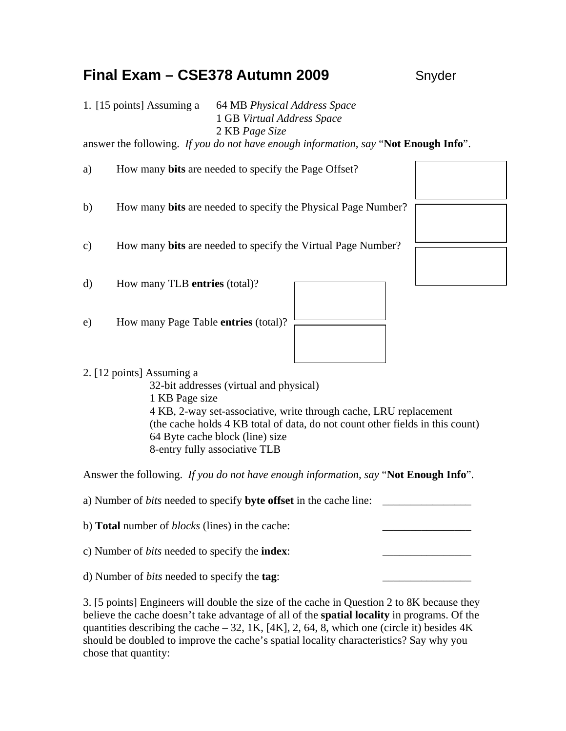# Final Exam – CSE378 Autumn 2009 Snyder

1. [15 points] Assuming a 64 MB *Physical Address Space*
   1 GB *Virtual Address Space*
   2 KB *Page Size*

answer the following. *If you do not have enough information, say* "**Not Enough Info**".

a) How many **bits** are needed to specify the Page Offset?

b) How many **bits** are needed to specify the Physical Page Number?

c) How many **bits** are needed to specify the Virtual Page Number?

d) How many TLB **entries** (total)?

e) How many Page Table **entries** (total)?

2. [12 points] Assuming a
   32-bit addresses (virtual and physical)
   1 KB Page size
   4 KB, 2-way set-associative, write through cache, LRU replacement
   (the cache holds 4 KB total of data, do not count other fields in this count)
   64 Byte cache block (line) size
   8-entry fully associative TLB

Answer the following. *If you do not have enough information, say* "**Not Enough Info**".

a) Number of *bits* needed to specify **byte offset** in the cache line: ________________

b) **Total** number of *blocks* (lines) in the cache: ________________

c) Number of *bits* needed to specify the **index**: ________________

d) Number of *bits* needed to specify the **tag**: ________________

3. [5 points] Engineers will double the size of the cache in Question 2 to 8K because they believe the cache doesn't take advantage of all of the **spatial locality** in programs. Of the quantities describing the cache – 32, 1K, [4K], 2, 64, 8, which one (circle it) besides 4K should be doubled to improve the cache's spatial locality characteristics? Say why you chose that quantity: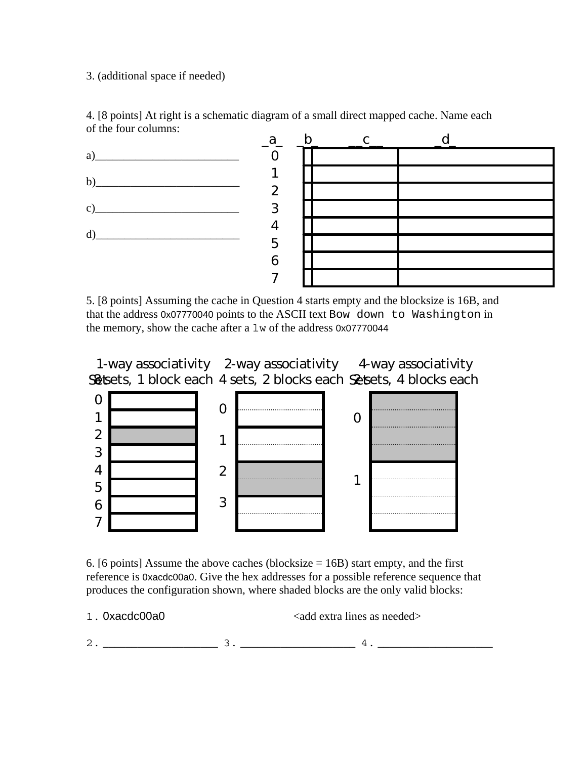3. (additional space if needed)

4. [8 points] At right is a schematic diagram of a small direct mapped cache. Name each of the four columns:

a)__________________________

b)__________________________

c)__________________________

d)__________________________

| _a_ | _b_ | __c__ | _d_ |
|---|---|---|---|
| 0 | | | |
| 1 | | | |
| 2 | | | |
| 3 | | | |
| 4 | | | |
| 5 | | | |
| 6 | | | |
| 7 | | | |

5. [8 points] Assuming the cache in Question 4 starts empty and the blocksize is 16B, and that the address 0x07770040 points to the ASCII text `Bow down to Washington` in the memory, show the cache after a `lw` of the address 0x07770044

**1-way associativity** — 8 sets, 1 block each

| Set | Block |
|---|---|
| 0 | |
| 1 | |
| 2 | (shaded) |
| 3 | |
| 4 | |
| 5 | |
| 6 | |
| 7 | |

**2-way associativity** — 4 sets, 2 blocks each

| Set | Blocks |
|---|---|
| 0 | |
| 1 | |
| 2 | (shaded, both blocks) |
| 3 | |

**4-way associativity** — 2 sets, 4 blocks each

| Set | Blocks |
|---|---|
| 0 | (shaded, all four blocks) |
| 1 | |

6. [6 points] Assume the above caches (blocksize = 16B) start empty, and the first reference is 0xacdc00a0. Give the hex addresses for a possible reference sequence that produces the configuration shown, where shaded blocks are the only valid blocks:

1. 0xacdc00a0 <add extra lines as needed>

2. ____________________ 3. ____________________ 4. ____________________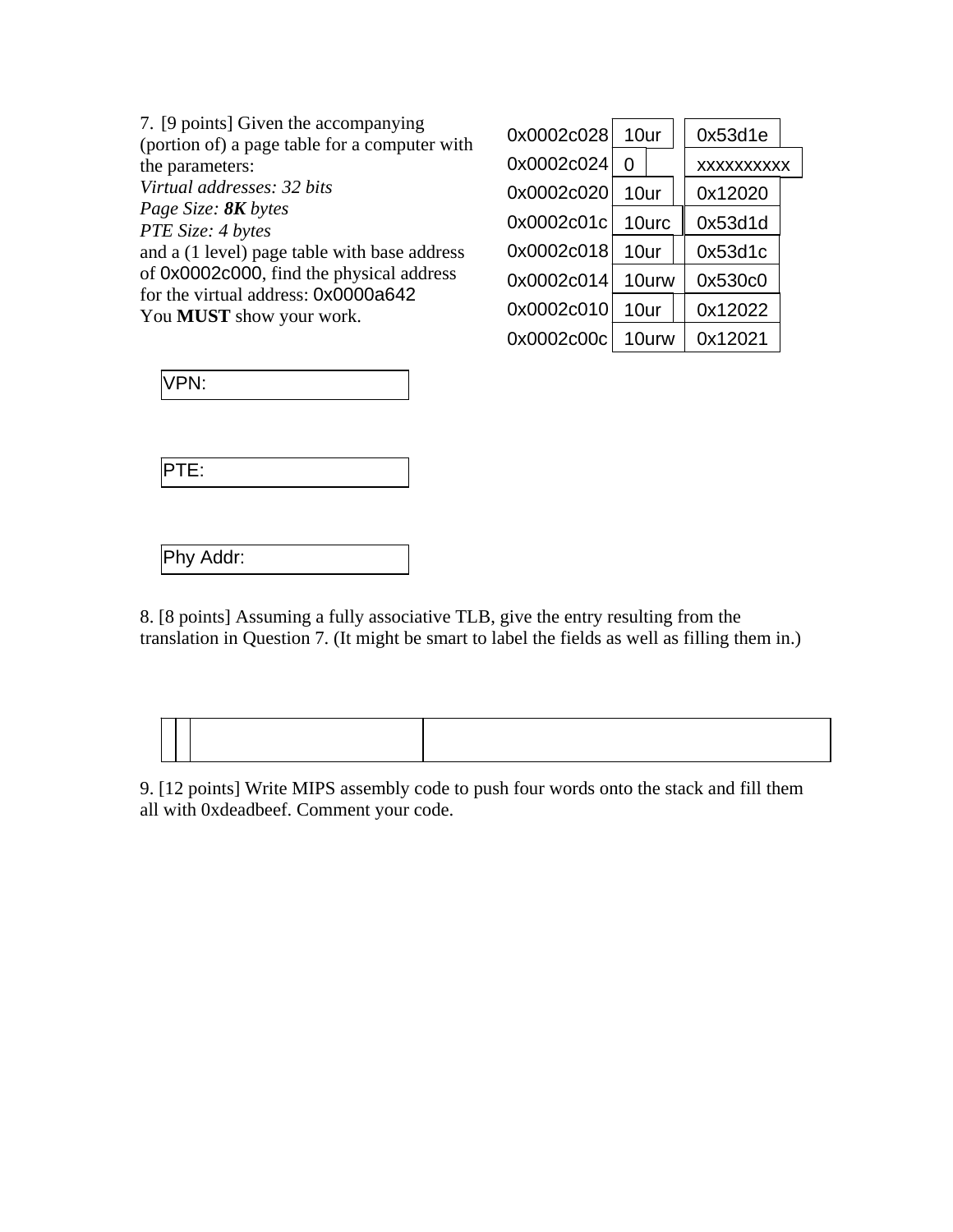7. [9 points] Given the accompanying (portion of) a page table for a computer with the parameters:
*Virtual addresses: 32 bits*
*Page Size: **8K** bytes*
*PTE Size: 4 bytes*
and a (1 level) page table with base address of 0x0002c000, find the physical address for the virtual address: 0x0000a642
You **MUST** show your work.

| Address | Flags | Frame |
|---|---|---|
| 0x0002c028 | 10ur | 0x53d1e |
| 0x0002c024 | 0 | xxxxxxxxxx |
| 0x0002c020 | 10ur | 0x12020 |
| 0x0002c01c | 10urc | 0x53d1d |
| 0x0002c018 | 10ur | 0x53d1c |
| 0x0002c014 | 10urw | 0x530c0 |
| 0x0002c010 | 10ur | 0x12022 |
| 0x0002c00c | 10urw | 0x12021 |

VPN:

PTE:

Phy Addr:

8. [8 points] Assuming a fully associative TLB, give the entry resulting from the translation in Question 7. (It might be smart to label the fields as well as filling them in.)

| | | | |
|---|---|---|---|
| | | | |

9. [12 points] Write MIPS assembly code to push four words onto the stack and fill them all with 0xdeadbeef. Comment your code.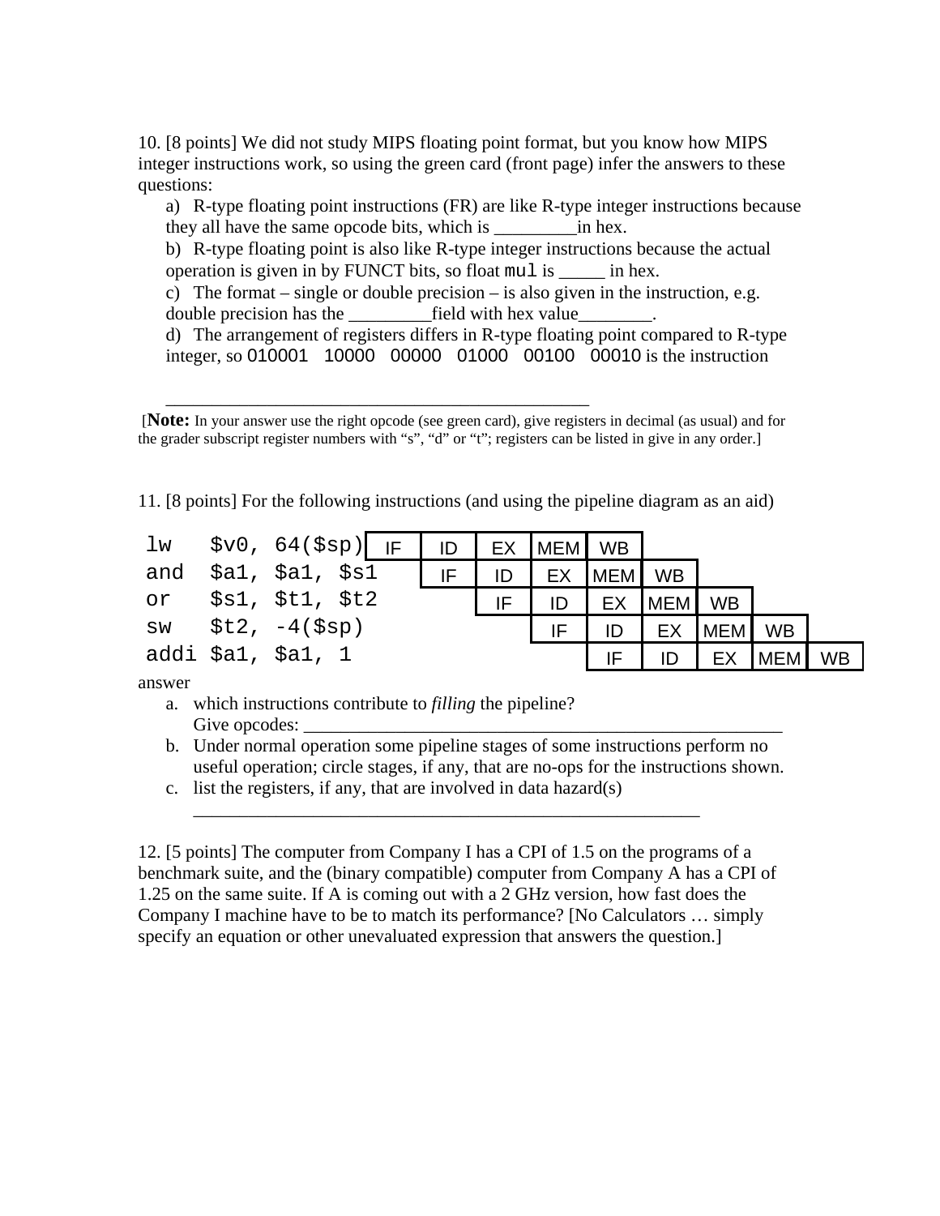10. [8 points] We did not study MIPS floating point format, but you know how MIPS integer instructions work, so using the green card (front page) infer the answers to these questions:

a) R-type floating point instructions (FR) are like R-type integer instructions because they all have the same opcode bits, which is _________in hex.

b) R-type floating point is also like R-type integer instructions because the actual operation is given in by FUNCT bits, so float `mul` is _____ in hex.

c) The format – single or double precision – is also given in the instruction, e.g. double precision has the _________field with hex value________.

d) The arrangement of registers differs in R-type floating point compared to R-type integer, so `010001 10000 00000 01000 00100 00010` is the instruction

_________________________________________________

[**Note:** In your answer use the right opcode (see green card), give registers in decimal (as usual) and for the grader subscript register numbers with "s", "d" or "t"; registers can be listed in give in any order.]

11. [8 points] For the following instructions (and using the pipeline diagram as an aid)

| Instruction | | | | | | | | | |
|---|---|---|---|---|---|---|---|---|---|
| `lw $v0, 64($sp)` | IF | ID | EX | MEM | WB | | | | |
| `and $a1, $a1, $s1` | | IF | ID | EX | MEM | WB | | | |
| `or $s1, $t1, $t2` | | | IF | ID | EX | MEM | WB | | |
| `sw $t2, -4($sp)` | | | | IF | ID | EX | MEM | WB | |
| `addi $a1, $a1, 1` | | | | | IF | ID | EX | MEM | WB |

answer

a. which instructions contribute to *filling* the pipeline?
   Give opcodes: _____________________________________________________

b. Under normal operation some pipeline stages of some instructions perform no useful operation; circle stages, if any, that are no-ops for the instructions shown.

c. list the registers, if any, that are involved in data hazard(s)
   _________________________________________________________

12. [5 points] The computer from Company I has a CPI of 1.5 on the programs of a benchmark suite, and the (binary compatible) computer from Company A has a CPI of 1.25 on the same suite. If A is coming out with a 2 GHz version, how fast does the Company I machine have to be to match its performance? [No Calculators … simply specify an equation or other unevaluated expression that answers the question.]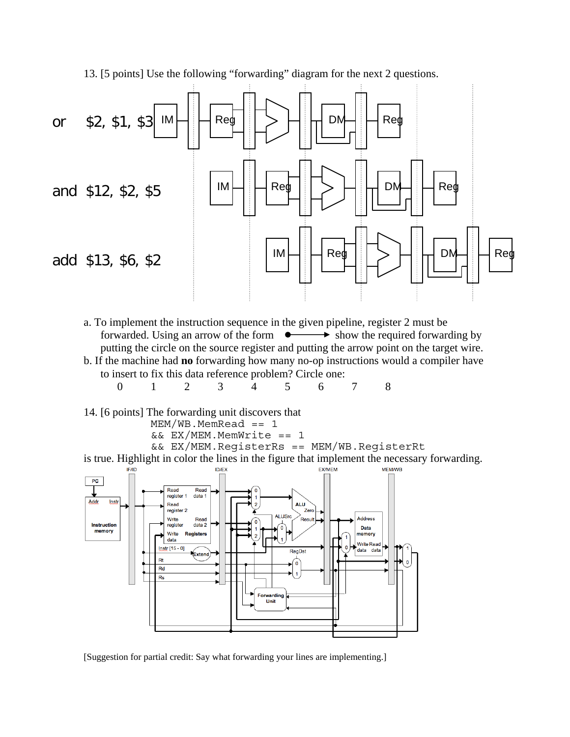13. [5 points] Use the following "forwarding" diagram for the next 2 questions.

or $2, $1, $3

and $12, $2, $5

add $13, $6, $2

a. To implement the instruction sequence in the given pipeline, register 2 must be forwarded. Using an arrow of the form ●———► show the required forwarding by putting the circle on the source register and putting the arrow point on the target wire.

b. If the machine had **no** forwarding how many no-op instructions would a compiler have to insert to fix this data reference problem? Circle one:

0  1  2  3  4  5  6  7  8

14. [6 points] The forwarding unit discovers that

```
MEM/WB.MemRead == 1
&& EX/MEM.MemWrite == 1
&& EX/MEM.RegisterRs == MEM/WB.RegisterRt
```

is true. Highlight in color the lines in the figure that implement the necessary forwarding.

[Suggestion for partial credit: Say what forwarding your lines are implementing.]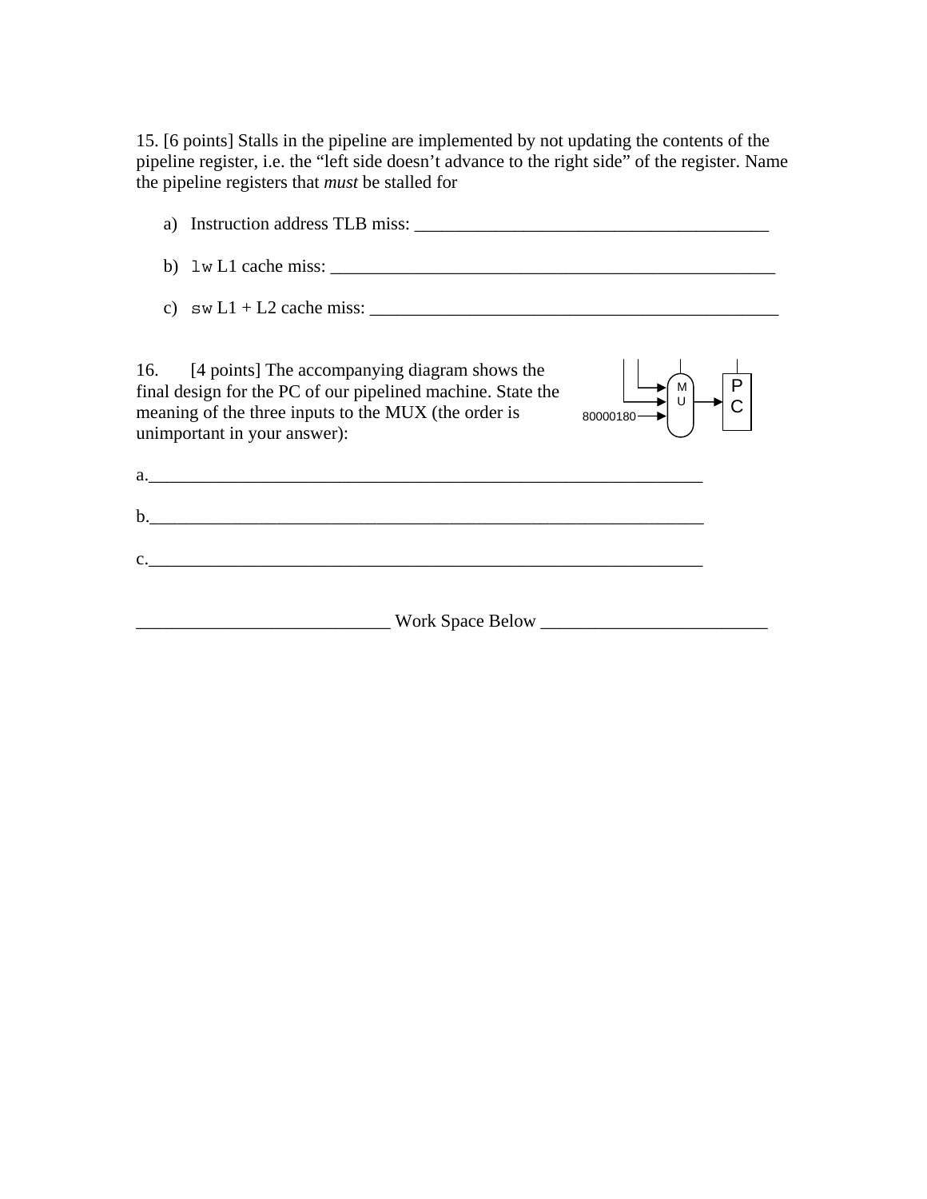15. [6 points] Stalls in the pipeline are implemented by not updating the contents of the pipeline register, i.e. the "left side doesn't advance to the right side" of the register. Name the pipeline registers that *must* be stalled for

a) Instruction address TLB miss: _______________________________________

b) `lw` L1 cache miss: _________________________________________________

c) `sw` L1 + L2 cache miss: _____________________________________________

16. [4 points] The accompanying diagram shows the final design for the PC of our pipelined machine. State the meaning of the three inputs to the MUX (the order is unimportant in your answer):

MUX inputs: (two unlabeled inputs), 80000180 → MUX → PC

a.______________________________________________________________

b.______________________________________________________________

c.______________________________________________________________

___________________________ Work Space Below ________________________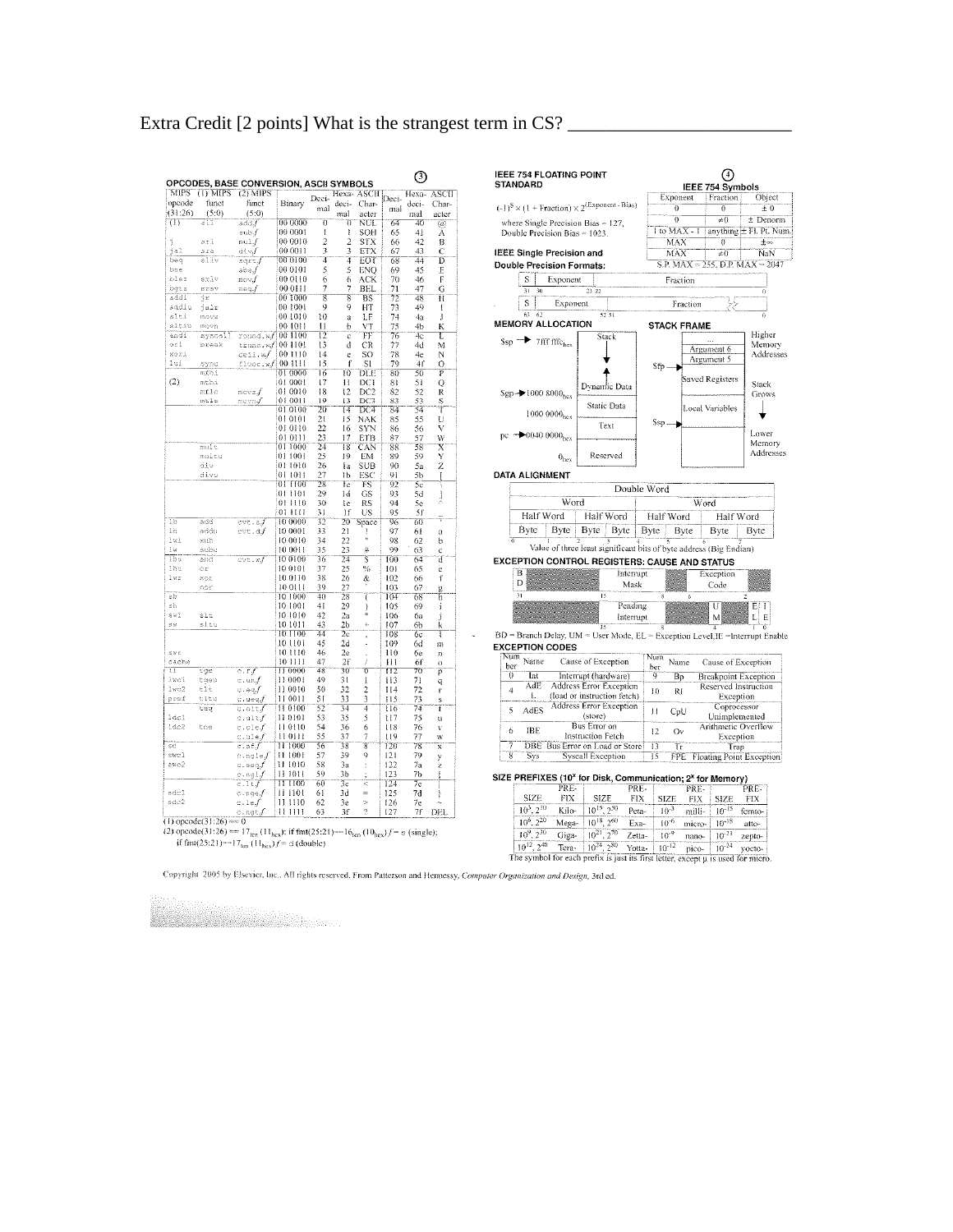Extra Credit [2 points] What is the strangest term in CS? ______________________

## OPCODES, BASE CONVERSION, ASCII SYMBOLS

| MIPS opcode (31:26) | (1) MIPS funct (5:0) | (2) MIPS funct (5:0) | Binary | Decimal | Hexa-decimal | ASCII Char-acter | Deci-mal | Hexa-decimal | ASCII Char-acter |
|---|---|---|---|---|---|---|---|---|---|
| (1) | sll | add.f | 00 0000 | 0 | 0 | NUL | 64 | 40 | @ |
| | | sub.f | 00 0001 | 1 | 1 | SOH | 65 | 41 | A |
| j | srl | mul.f | 00 0010 | 2 | 2 | STX | 66 | 42 | B |
| jal | sra | div.f | 00 0011 | 3 | 3 | ETX | 67 | 43 | C |
| beq | sllv | sqrt.f | 00 0100 | 4 | 4 | EOT | 68 | 44 | D |
| bne | | abs.f | 00 0101 | 5 | 5 | ENQ | 69 | 45 | E |
| blez | srlv | mov.f | 00 0110 | 6 | 6 | ACK | 70 | 46 | F |
| bgtz | srav | neg.f | 00 0111 | 7 | 7 | BEL | 71 | 47 | G |
| addi | jr | | 00 1000 | 8 | 8 | BS | 72 | 48 | H |
| addiu | jalr | | 00 1001 | 9 | 9 | HT | 73 | 49 | I |
| slti | movz | | 00 1010 | 10 | a | LF | 74 | 4a | J |
| sltiu | movn | | 00 1011 | 11 | b | VT | 75 | 4b | K |
| andi | syscall | round.w.f | 00 1100 | 12 | c | FF | 76 | 4c | L |
| ori | break | trunc.w.f | 00 1101 | 13 | d | CR | 77 | 4d | M |
| xori | | ceil.w.f | 00 1110 | 14 | e | SO | 78 | 4e | N |
| lui | sync | floor.w.f | 00 1111 | 15 | f | SI | 79 | 4f | O |
| | mfhi | | 01 0000 | 16 | 10 | DLE | 80 | 50 | P |
| (2) | mthi | | 01 0001 | 17 | 11 | DC1 | 81 | 51 | Q |
| | mflo | movz.f | 01 0010 | 18 | 12 | DC2 | 82 | 52 | R |
| | mtlo | movn.f | 01 0011 | 19 | 13 | DC3 | 83 | 53 | S |
| | | | 01 0100 | 20 | 14 | DC4 | 84 | 54 | T |
| | | | 01 0101 | 21 | 15 | NAK | 85 | 55 | U |
| | | | 01 0110 | 22 | 16 | SYN | 86 | 56 | V |
| | | | 01 0111 | 23 | 17 | ETB | 87 | 57 | W |
| | mult | | 01 1000 | 24 | 18 | CAN | 88 | 58 | X |
| | multu | | 01 1001 | 25 | 19 | EM | 89 | 59 | Y |
| | div | | 01 1010 | 26 | 1a | SUB | 90 | 5a | Z |
| | divu | | 01 1011 | 27 | 1b | ESC | 91 | 5b | [ |
| | | | 01 1100 | 28 | 1c | FS | 92 | 5c | \ |
| | | | 01 1101 | 29 | 1d | GS | 93 | 5d | ] |
| | | | 01 1110 | 30 | 1e | RS | 94 | 5e | ^ |
| | | | 01 1111 | 31 | 1f | US | 95 | 5f | _ |
| lb | add | cvt.s.f | 10 0000 | 32 | 20 | Space | 96 | 60 | ` |
| lh | addu | cvt.d.f | 10 0001 | 33 | 21 | ! | 97 | 61 | a |
| lwl | sub | | 10 0010 | 34 | 22 | " | 98 | 62 | b |
| lw | subu | | 10 0011 | 35 | 23 | # | 99 | 63 | c |
| lbu | and | cvt.w.f | 10 0100 | 36 | 24 | $ | 100 | 64 | d |
| lhu | or | | 10 0101 | 37 | 25 | % | 101 | 65 | e |
| lwr | xor | | 10 0110 | 38 | 26 | & | 102 | 66 | f |
| | nor | | 10 0111 | 39 | 27 | ' | 103 | 67 | g |
| sb | | | 10 1000 | 40 | 28 | ( | 104 | 68 | h |
| sh | | | 10 1001 | 41 | 29 | ) | 105 | 69 | i |
| swl | slt | | 10 1010 | 42 | 2a | * | 106 | 6a | j |
| sw | sltu | | 10 1011 | 43 | 2b | + | 107 | 6b | k |
| | | | 10 1100 | 44 | 2c | , | 108 | 6c | l |
| | | | 10 1101 | 45 | 2d | - | 109 | 6d | m |
| swr | | | 10 1110 | 46 | 2e | . | 110 | 6e | n |
| cache | | | 10 1111 | 47 | 2f | / | 111 | 6f | o |
| ll | tge | c.f.f | 11 0000 | 48 | 30 | 0 | 112 | 70 | p |
| lwc1 | tgeu | c.un.f | 11 0001 | 49 | 31 | 1 | 113 | 71 | q |
| lwc2 | tlt | c.eq.f | 11 0010 | 50 | 32 | 2 | 114 | 72 | r |
| pref | tltu | c.ueq.f | 11 0011 | 51 | 33 | 3 | 115 | 73 | s |
| | teq | c.olt.f | 11 0100 | 52 | 34 | 4 | 116 | 74 | t |
| ldc1 | | c.ult.f | 11 0101 | 53 | 35 | 5 | 117 | 75 | u |
| ldc2 | tne | c.ole.f | 11 0110 | 54 | 36 | 6 | 118 | 76 | v |
| | | c.ule.f | 11 0111 | 55 | 37 | 7 | 119 | 77 | w |
| sc | | c.sf.f | 11 1000 | 56 | 38 | 8 | 120 | 78 | x |
| swc1 | | c.ngle.f | 11 1001 | 57 | 39 | 9 | 121 | 79 | y |
| swc2 | | c.seq.f | 11 1010 | 58 | 3a | : | 122 | 7a | z |
| | | c.ngl.f | 11 1011 | 59 | 3b | ; | 123 | 7b | { |
| | | c.lt.f | 11 1100 | 60 | 3c | < | 124 | 7c | \| |
| sdc1 | | c.nge.f | 11 1101 | 61 | 3d | = | 125 | 7d | } |
| sdc2 | | c.le.f | 11 1110 | 62 | 3e | > | 126 | 7e | ~ |
| | | c.ngt.f | 11 1111 | 63 | 3f | ? | 127 | 7f | DEL |

(1) opcode(31:26) == 0
(2) opcode(31:26) == $17_{ten}$ ($11_{hex}$); if fmt(25:21)==$16_{ten}$ ($10_{hex}$) f = s (single); if fmt(25:21)==$17_{ten}$ ($11_{hex}$) f = d (double)

## IEEE 754 FLOATING POINT STANDARD

$$(-1)^S \times (1 + \text{Fraction}) \times 2^{(\text{Exponent} - \text{Bias})}$$

where Single Precision Bias = 127, Double Precision Bias = 1023.

### IEEE 754 Symbols

| Exponent | Fraction | Object |
|---|---|---|
| 0 | 0 | ± 0 |
| 0 | ≠0 | ± Denorm |
| 1 to MAX - 1 | anything | ± Fl. Pt. Num. |
| MAX | 0 | ±∞ |
| MAX | ≠0 | NaN |
| S.P. MAX = 255, D.P. MAX = 2047 | | |

### IEEE Single Precision and Double Precision Formats:

| S | Exponent | Fraction |
|---|---|---|
| 31 | 30 – 23 | 22 – 0 |

| S | Exponent | Fraction |
|---|---|---|
| 63 | 62 – 52 | 51 – 0 |

## MEMORY ALLOCATION

$sp → 7fff fffc$_{hex}$ Stack

Dynamic Data

$gp → 1000 8000$_{hex}$ Static Data

1000 0000$_{hex}$ Text

pc → 0040 0000$_{hex}$

0$_{hex}$ Reserved

## STACK FRAME

Higher Memory Addresses

...
Argument 6
Argument 5
$fp →
Saved Registers
Local Variables
$sp →

Stack Grows

Lower Memory Addresses

## DATA ALIGNMENT

| Double Word | | | | | | | |
|---|---|---|---|---|---|---|---|
| Word | | | | Word | | | |
| Half Word | | Half Word | | Half Word | | Half Word | |
| Byte | Byte | Byte | Byte | Byte | Byte | Byte | Byte |
| 0 | 1 | 2 | 3 | 4 | 5 | 6 | 7 |

Value of three least significant bits of byte address (Big Endian)

## EXCEPTION CONTROL REGISTERS: CAUSE AND STATUS

| B D | | Interrupt Mask | | Exception Code | |
|---|---|---|---|---|---|
| 31 | | 15 – 8 | | 6 – 2 | |

| | Pending Interrupt | | U M | | E L | I E |
|---|---|---|---|---|---|---|
| | 15 – 8 | | 4 | | 1 | 0 |

BD = Branch Delay, UM = User Mode, EL = Exception Level, IE = Interrupt Enable

## EXCEPTION CODES

| Number | Name | Cause of Exception | Number | Name | Cause of Exception |
|---|---|---|---|---|---|
| 0 | Int | Interrupt (hardware) | 9 | Bp | Breakpoint Exception |
| 4 | AdEL | Address Error Exception (load or instruction fetch) | 10 | RI | Reserved Instruction Exception |
| 5 | AdES | Address Error Exception (store) | 11 | CpU | Coprocessor Unimplemented |
| 6 | IBE | Bus Error on Instruction Fetch | 12 | Ov | Arithmetic Overflow Exception |
| 7 | DBE | Bus Error on Load or Store | 13 | Tr | Trap |
| 8 | Sys | Syscall Exception | 15 | FPE | Floating Point Exception |

## SIZE PREFIXES ($10^x$ for Disk, Communication; $2^x$ for Memory)

| SIZE | PRE-FIX | SIZE | PRE-FIX | SIZE | PRE-FIX | SIZE | PRE-FIX |
|---|---|---|---|---|---|---|---|
| $10^3, 2^{10}$ | Kilo- | $10^{15}, 2^{50}$ | Peta- | $10^{-3}$ | milli- | $10^{-15}$ | femto- |
| $10^6, 2^{20}$ | Mega- | $10^{18}, 2^{60}$ | Exa- | $10^{-6}$ | micro- | $10^{-18}$ | atto- |
| $10^9, 2^{30}$ | Giga- | $10^{21}, 2^{70}$ | Zetta- | $10^{-9}$ | nano- | $10^{-21}$ | zepto- |
| $10^{12}, 2^{40}$ | Tera- | $10^{24}, 2^{80}$ | Yotta- | $10^{-12}$ | pico- | $10^{-24}$ | yocto- |

The symbol for each prefix is just its first letter, except μ is used for micro.

Copyright 2005 by Elsevier, Inc., All rights reserved. From Patterson and Hennessy, *Computer Organization and Design*, 3rd ed.